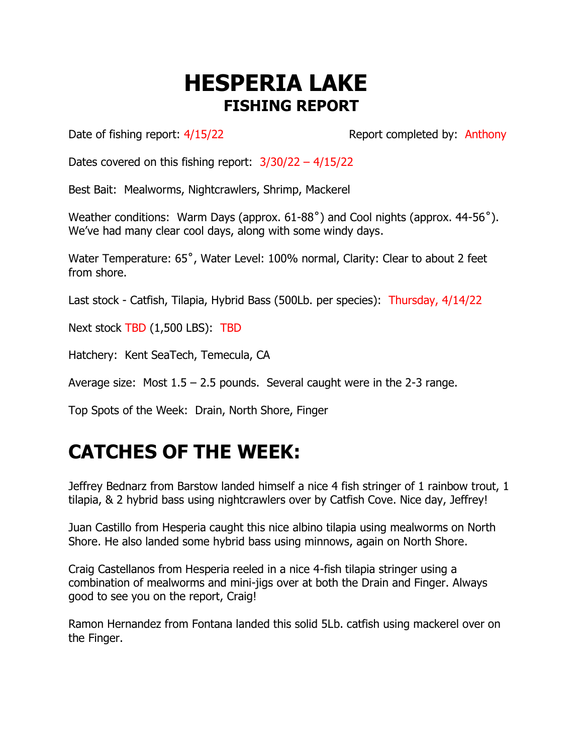# HESPERIA LAKE

## FISHING REPORT

Date of fishing report: 4/15/22 Report completed by: Anthony

Dates covered on this fishing report: 3/30/22 – 4/15/22

Best Bait: Mealworms, Nightcrawlers, Shrimp, Mackerel

Weather conditions: Warm Days (approx. 61-88˚) and Cool nights (approx. 44-56˚). We've had many clear cool days, along with some windy days.

Water Temperature: 65˚, Water Level: 100% normal, Clarity: Clear to about 2 feet from shore.

Last stock - Catfish, Tilapia, Hybrid Bass (500Lb. per species): Thursday, 4/14/22

Next stock TBD (1,500 LBS): TBD

Hatchery: Kent SeaTech, Temecula, CA

Average size: Most 1.5 – 2.5 pounds. Several caught were in the 2-3 range.

Top Spots of the Week: Drain, North Shore, Finger

# CATCHES OF THE WEEK:

Jeffrey Bednarz from Barstow landed himself a nice 4 fish stringer of 1 rainbow trout, 1 tilapia, & 2 hybrid bass using nightcrawlers over by Catfish Cove. Nice day, Jeffrey!

Juan Castillo from Hesperia caught this nice albino tilapia using mealworms on North Shore. He also landed some hybrid bass using minnows, again on North Shore.

Craig Castellanos from Hesperia reeled in a nice 4-fish tilapia stringer using a combination of mealworms and mini-jigs over at both the Drain and Finger. Always good to see you on the report, Craig!

Ramon Hernandez from Fontana landed this solid 5Lb. catfish using mackerel over on the Finger.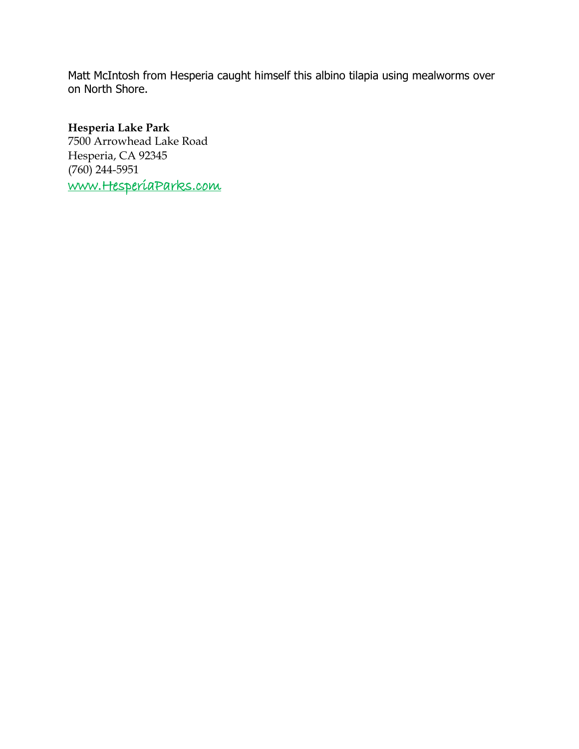Matt McIntosh from Hesperia caught himself this albino tilapia using mealworms over on North Shore.

**Hesperia Lake Park**
7500 Arrowhead Lake Road
Hesperia, CA 92345
(760) 244-5951
www.HesperiaParks.com